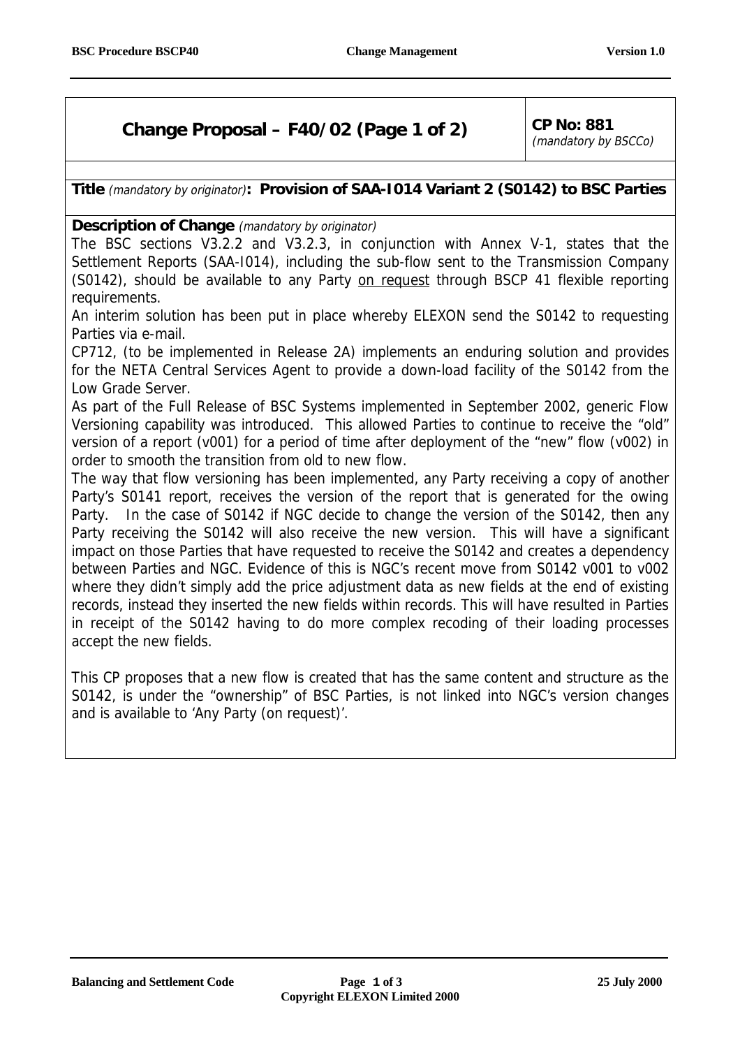| **Change Proposal – F40/02 (Page 1 of 2)** | **CP No: 881** *(mandatory by BSCCo)* |
|---|---|

**Title** *(mandatory by originator)***: Provision of SAA-I014 Variant 2 (S0142) to BSC Parties**

**Description of Change** *(mandatory by originator)*

The BSC sections V3.2.2 and V3.2.3, in conjunction with Annex V-1, states that the Settlement Reports (SAA-I014), including the sub-flow sent to the Transmission Company (S0142), should be available to any Party on request through BSCP 41 flexible reporting requirements.

An interim solution has been put in place whereby ELEXON send the S0142 to requesting Parties via e-mail.

CP712, (to be implemented in Release 2A) implements an enduring solution and provides for the NETA Central Services Agent to provide a down-load facility of the S0142 from the Low Grade Server.

As part of the Full Release of BSC Systems implemented in September 2002, generic Flow Versioning capability was introduced. This allowed Parties to continue to receive the "old" version of a report (v001) for a period of time after deployment of the "new" flow (v002) in order to smooth the transition from old to new flow.

The way that flow versioning has been implemented, any Party receiving a copy of another Party's S0141 report, receives the version of the report that is generated for the owing Party. In the case of S0142 if NGC decide to change the version of the S0142, then any Party receiving the S0142 will also receive the new version. This will have a significant impact on those Parties that have requested to receive the S0142 and creates a dependency between Parties and NGC. Evidence of this is NGC's recent move from S0142 v001 to v002 where they didn't simply add the price adjustment data as new fields at the end of existing records, instead they inserted the new fields within records. This will have resulted in Parties in receipt of the S0142 having to do more complex recoding of their loading processes accept the new fields.

This CP proposes that a new flow is created that has the same content and structure as the S0142, is under the "ownership" of BSC Parties, is not linked into NGC's version changes and is available to 'Any Party (on request)'.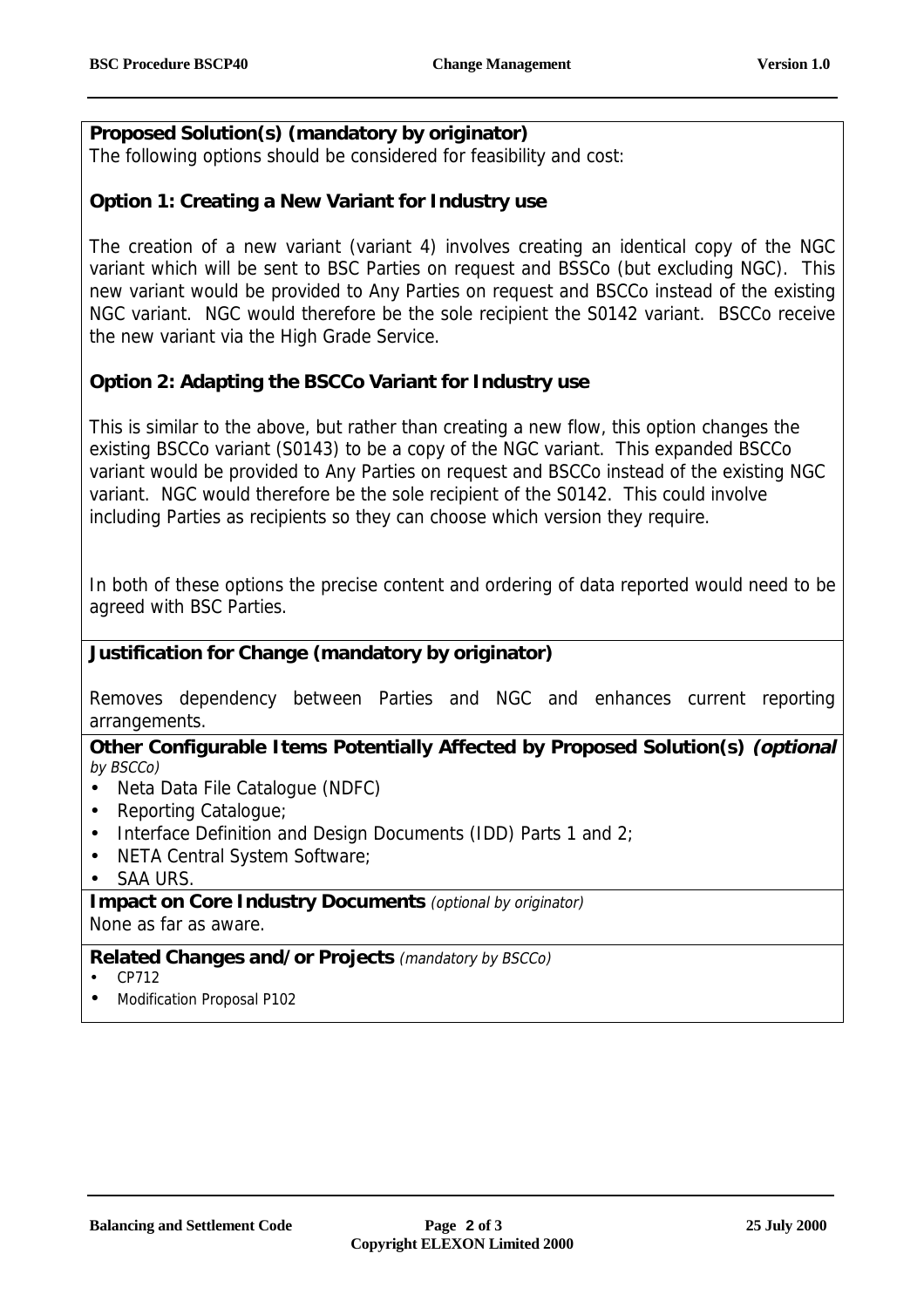**Proposed Solution(s) (mandatory by originator)**

The following options should be considered for feasibility and cost:

**Option 1: Creating a New Variant for Industry use**

The creation of a new variant (variant 4) involves creating an identical copy of the NGC variant which will be sent to BSC Parties on request and BSSCo (but excluding NGC). This new variant would be provided to Any Parties on request and BSCCo instead of the existing NGC variant. NGC would therefore be the sole recipient the S0142 variant. BSCCo receive the new variant via the High Grade Service.

**Option 2: Adapting the BSCCo Variant for Industry use**

This is similar to the above, but rather than creating a new flow, this option changes the existing BSCCo variant (S0143) to be a copy of the NGC variant. This expanded BSCCo variant would be provided to Any Parties on request and BSCCo instead of the existing NGC variant. NGC would therefore be the sole recipient of the S0142. This could involve including Parties as recipients so they can choose which version they require.

In both of these options the precise content and ordering of data reported would need to be agreed with BSC Parties.

**Justification for Change (mandatory by originator)**

Removes dependency between Parties and NGC and enhances current reporting arrangements.

**Other Configurable Items Potentially Affected by Proposed Solution(s)** ***(optional*** *by BSCCo)*

- Neta Data File Catalogue (NDFC)
- Reporting Catalogue;
- Interface Definition and Design Documents (IDD) Parts 1 and 2;
- NETA Central System Software;
- SAA URS.

**Impact on Core Industry Documents** *(optional by originator)*

None as far as aware.

**Related Changes and/or Projects** *(mandatory by BSCCo)*

- CP712
- Modification Proposal P102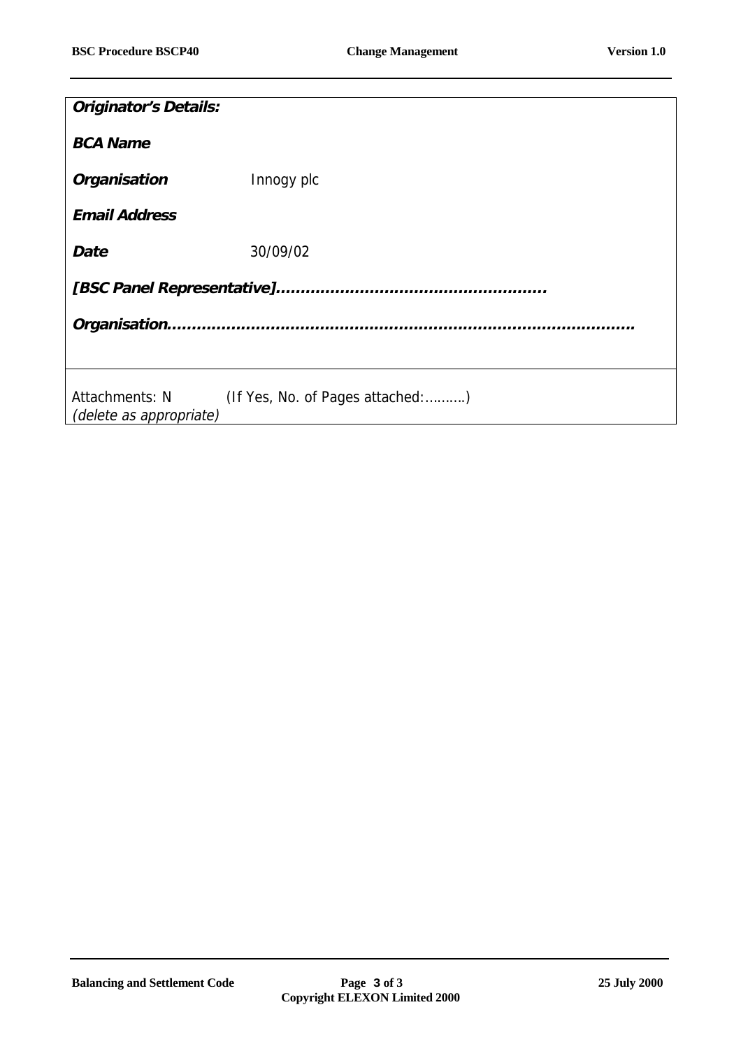***Originator's Details:***

***BCA Name***

***Organisation*** Innogy plc

***Email Address***

***Date*** 30/09/02

***[BSC Panel Representative]......................................................***

***Organisation...........................................................................................***

Attachments: N (If Yes, No. of Pages attached:……….)
*(delete as appropriate)*